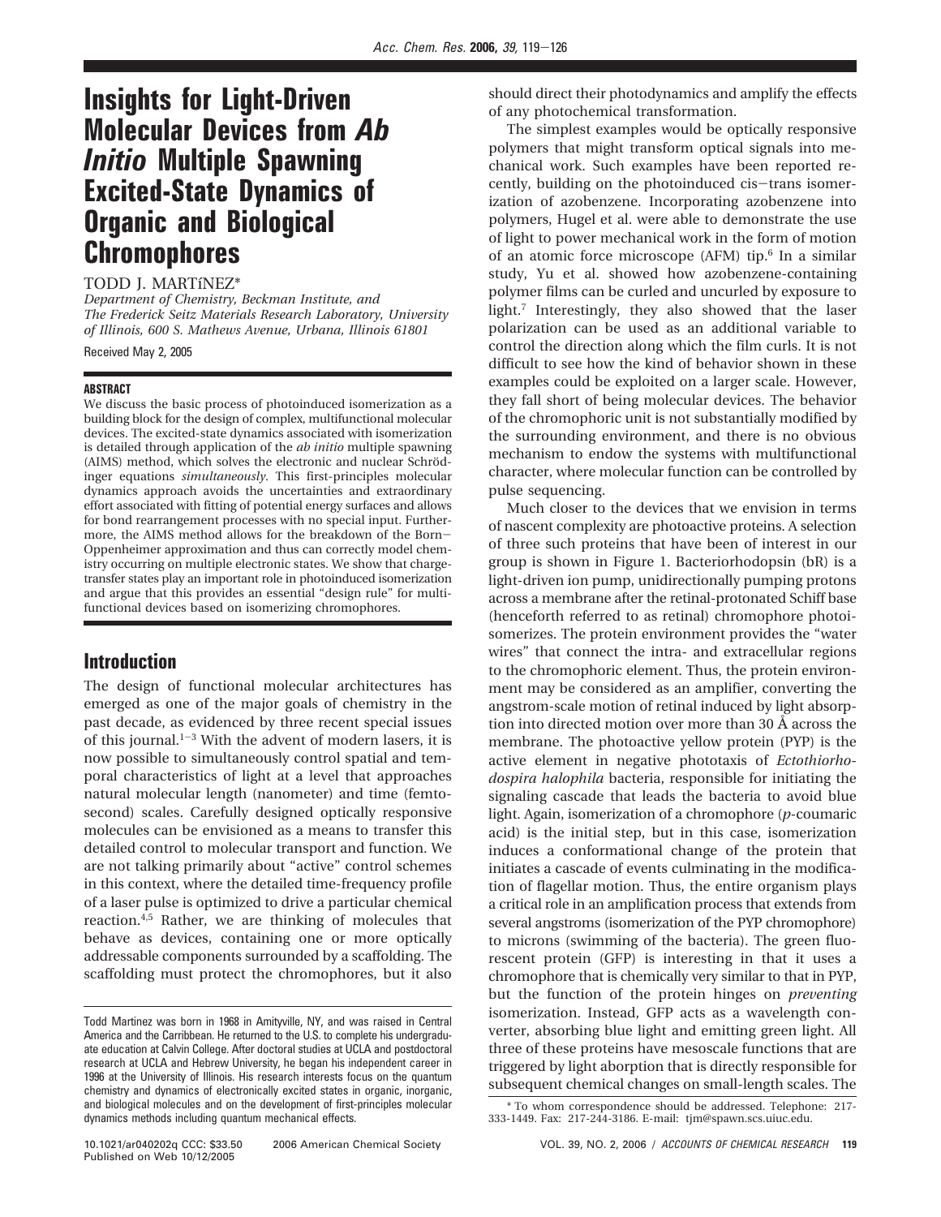# Insights for Light-Driven Molecular Devices from *Ab Initio* Multiple Spawning Excited-State Dynamics of Organic and Biological Chromophores

TODD J. MARTíNEZ*

*Department of Chemistry, Beckman Institute, and The Frederick Seitz Materials Research Laboratory, University of Illinois, 600 S. Mathews Avenue, Urbana, Illinois 61801*

Received May 2, 2005

## ABSTRACT

We discuss the basic process of photoinduced isomerization as a building block for the design of complex, multifunctional molecular devices. The excited-state dynamics associated with isomerization is detailed through application of the *ab initio* multiple spawning (AIMS) method, which solves the electronic and nuclear Schrödinger equations *simultaneously*. This first-principles molecular dynamics approach avoids the uncertainties and extraordinary effort associated with fitting of potential energy surfaces and allows for bond rearrangement processes with no special input. Furthermore, the AIMS method allows for the breakdown of the Born–Oppenheimer approximation and thus can correctly model chemistry occurring on multiple electronic states. We show that charge-transfer states play an important role in photoinduced isomerization and argue that this provides an essential "design rule" for multifunctional devices based on isomerizing chromophores.

## Introduction

The design of functional molecular architectures has emerged as one of the major goals of chemistry in the past decade, as evidenced by three recent special issues of this journal.[1–3] With the advent of modern lasers, it is now possible to simultaneously control spatial and temporal characteristics of light at a level that approaches natural molecular length (nanometer) and time (femtosecond) scales. Carefully designed optically responsive molecules can be envisioned as a means to transfer this detailed control to molecular transport and function. We are not talking primarily about "active" control schemes in this context, where the detailed time-frequency profile of a laser pulse is optimized to drive a particular chemical reaction.[4,5] Rather, we are thinking of molecules that behave as devices, containing one or more optically addressable components surrounded by a scaffolding. The scaffolding must protect the chromophores, but it also should direct their photodynamics and amplify the effects of any photochemical transformation.

The simplest examples would be optically responsive polymers that might transform optical signals into mechanical work. Such examples have been reported recently, building on the photoinduced cis–trans isomerization of azobenzene. Incorporating azobenzene into polymers, Hugel et al. were able to demonstrate the use of light to power mechanical work in the form of motion of an atomic force microscope (AFM) tip.[6] In a similar study, Yu et al. showed how azobenzene-containing polymer films can be curled and uncurled by exposure to light.[7] Interestingly, they also showed that the laser polarization can be used as an additional variable to control the direction along which the film curls. It is not difficult to see how the kind of behavior shown in these examples could be exploited on a larger scale. However, they fall short of being molecular devices. The behavior of the chromophoric unit is not substantially modified by the surrounding environment, and there is no obvious mechanism to endow the systems with multifunctional character, where molecular function can be controlled by pulse sequencing.

Much closer to the devices that we envision in terms of nascent complexity are photoactive proteins. A selection of three such proteins that have been of interest in our group is shown in Figure 1. Bacteriorhodopsin (bR) is a light-driven ion pump, unidirectionally pumping protons across a membrane after the retinal-protonated Schiff base (henceforth referred to as retinal) chromophore photoisomerizes. The protein environment provides the "water wires" that connect the intra- and extracellular regions to the chromophoric element. Thus, the protein environment may be considered as an amplifier, converting the angstrom-scale motion of retinal induced by light absorption into directed motion over more than 30 Å across the membrane. The photoactive yellow protein (PYP) is the active element in negative phototaxis of *Ectothiorhodospira halophila* bacteria, responsible for initiating the signaling cascade that leads the bacteria to avoid blue light. Again, isomerization of a chromophore (*p*-coumaric acid) is the initial step, but in this case, isomerization induces a conformational change of the protein that initiates a cascade of events culminating in the modification of flagellar motion. Thus, the entire organism plays a critical role in an amplification process that extends from several angstroms (isomerization of the PYP chromophore) to microns (swimming of the bacteria). The green fluorescent protein (GFP) is interesting in that it uses a chromophore that is chemically very similar to that in PYP, but the function of the protein hinges on *preventing* isomerization. Instead, GFP acts as a wavelength converter, absorbing blue light and emitting green light. All three of these proteins have mesoscale functions that are triggered by light aborption that is directly responsible for subsequent chemical changes on small-length scales. The

Todd Martinez was born in 1968 in Amityville, NY, and was raised in Central America and the Carribbean. He returned to the U.S. to complete his undergraduate education at Calvin College. After doctoral studies at UCLA and postdoctoral research at UCLA and Hebrew University, he began his independent career in 1996 at the University of Illinois. His research interests focus on the quantum chemistry and dynamics of electronically excited states in organic, inorganic, and biological molecules and on the development of first-principles molecular dynamics methods including quantum mechanical effects.

\* To whom correspondence should be addressed. Telephone: 217-333-1449. Fax: 217-244-3186. E-mail: tjm@spawn.scs.uiuc.edu.

10.1021/ar040202q CCC: $33.50 © 2006 American Chemical Society
Published on Web 10/12/2005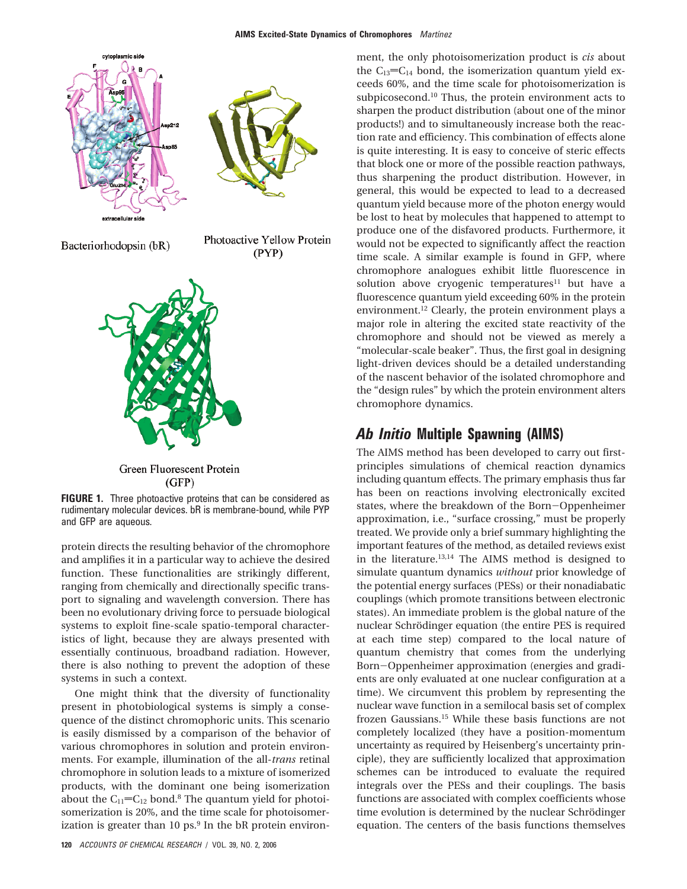Bacteriorhodopsin (bR)

Photoactive Yellow Protein (PYP)

Green Fluorescent Protein (GFP)

**FIGURE 1.** Three photoactive proteins that can be considered as rudimentary molecular devices. bR is membrane-bound, while PYP and GFP are aqueous.

protein directs the resulting behavior of the chromophore and amplifies it in a particular way to achieve the desired function. These functionalities are strikingly different, ranging from chemically and directionally specific transport to signaling and wavelength conversion. There has been no evolutionary driving force to persuade biological systems to exploit fine-scale spatio-temporal characteristics of light, because they are always presented with essentially continuous, broadband radiation. However, there is also nothing to prevent the adoption of these systems in such a context.

One might think that the diversity of functionality present in photobiological systems is simply a consequence of the distinct chromophoric units. This scenario is easily dismissed by a comparison of the behavior of various chromophores in solution and protein environments. For example, illumination of the all-*trans* retinal chromophore in solution leads to a mixture of isomerized products, with the dominant one being isomerization about the $C_{11}{=}C_{12}$ bond.[8] The quantum yield for photoisomerization is 20%, and the time scale for photoisomerization is greater than 10 ps.[9] In the bR protein environment, the only photoisomerization product is *cis* about the $C_{13}{=}C_{14}$ bond, the isomerization quantum yield exceeds 60%, and the time scale for photoisomerization is subpicosecond.[10] Thus, the protein environment acts to sharpen the product distribution (about one of the minor products!) and to simultaneously increase both the reaction rate and efficiency. This combination of effects alone is quite interesting. It is easy to conceive of steric effects that block one or more of the possible reaction pathways, thus sharpening the product distribution. However, in general, this would be expected to lead to a decreased quantum yield because more of the photon energy would be lost to heat by molecules that happened to attempt to produce one of the disfavored products. Furthermore, it would not be expected to significantly affect the reaction time scale. A similar example is found in GFP, where chromophore analogues exhibit little fluorescence in solution above cryogenic temperatures[11] but have a fluorescence quantum yield exceeding 60% in the protein environment.[12] Clearly, the protein environment plays a major role in altering the excited state reactivity of the chromophore and should not be viewed as merely a "molecular-scale beaker". Thus, the first goal in designing light-driven devices should be a detailed understanding of the nascent behavior of the isolated chromophore and the "design rules" by which the protein environment alters chromophore dynamics.

## *Ab Initio* Multiple Spawning (AIMS)

The AIMS method has been developed to carry out first-principles simulations of chemical reaction dynamics including quantum effects. The primary emphasis thus far has been on reactions involving electronically excited states, where the breakdown of the Born–Oppenheimer approximation, i.e., "surface crossing," must be properly treated. We provide only a brief summary highlighting the important features of the method, as detailed reviews exist in the literature.[13,14] The AIMS method is designed to simulate quantum dynamics *without* prior knowledge of the potential energy surfaces (PESs) or their nonadiabatic couplings (which promote transitions between electronic states). An immediate problem is the global nature of the nuclear Schrödinger equation (the entire PES is required at each time step) compared to the local nature of quantum chemistry that comes from the underlying Born–Oppenheimer approximation (energies and gradients are only evaluated at one nuclear configuration at a time). We circumvent this problem by representing the nuclear wave function in a semilocal basis set of complex frozen Gaussians.[15] While these basis functions are not completely localized (they have a position-momentum uncertainty as required by Heisenberg's uncertainty principle), they are sufficiently localized that approximation schemes can be introduced to evaluate the required integrals over the PESs and their couplings. The basis functions are associated with complex coefficients whose time evolution is determined by the nuclear Schrödinger equation. The centers of the basis functions themselves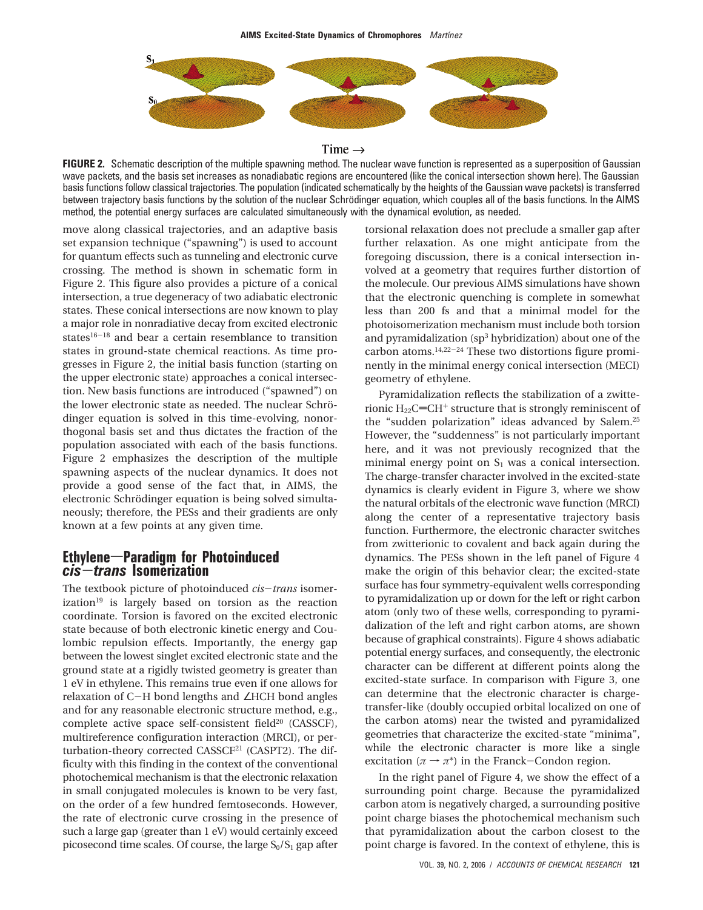S1

S0

Time →

**FIGURE 2.** Schematic description of the multiple spawning method. The nuclear wave function is represented as a superposition of Gaussian wave packets, and the basis set increases as nonadiabatic regions are encountered (like the conical intersection shown here). The Gaussian basis functions follow classical trajectories. The population (indicated schematically by the heights of the Gaussian wave packets) is transferred between trajectory basis functions by the solution of the nuclear Schrödinger equation, which couples all of the basis functions. In the AIMS method, the potential energy surfaces are calculated simultaneously with the dynamical evolution, as needed.

move along classical trajectories, and an adaptive basis set expansion technique ("spawning") is used to account for quantum effects such as tunneling and electronic curve crossing. The method is shown in schematic form in Figure 2. This figure also provides a picture of a conical intersection, a true degeneracy of two adiabatic electronic states. These conical intersections are now known to play a major role in nonradiative decay from excited electronic states[16−18] and bear a certain resemblance to transition states in ground-state chemical reactions. As time progresses in Figure 2, the initial basis function (starting on the upper electronic state) approaches a conical intersection. New basis functions are introduced ("spawned") on the lower electronic state as needed. The nuclear Schrödinger equation is solved in this time-evolving, nonorthogonal basis set and thus dictates the fraction of the population associated with each of the basis functions. Figure 2 emphasizes the description of the multiple spawning aspects of the nuclear dynamics. It does not provide a good sense of the fact that, in AIMS, the electronic Schrödinger equation is being solved simultaneously; therefore, the PESs and their gradients are only known at a few points at any given time.

## Ethylene—Paradigm for Photoinduced *cis*−*trans* Isomerization

The textbook picture of photoinduced *cis*−*trans* isomerization[19] is largely based on torsion as the reaction coordinate. Torsion is favored on the excited electronic state because of both electronic kinetic energy and Coulombic repulsion effects. Importantly, the energy gap between the lowest singlet excited electronic state and the ground state at a rigidly twisted geometry is greater than 1 eV in ethylene. This remains true even if one allows for relaxation of C−H bond lengths and ∠HCH bond angles and for any reasonable electronic structure method, e.g., complete active space self-consistent field[20] (CASSCF), multireference configuration interaction (MRCI), or perturbation-theory corrected CASSCF[21] (CASPT2). The difficulty with this finding in the context of the conventional photochemical mechanism is that the electronic relaxation in small conjugated molecules is known to be very fast, on the order of a few hundred femtoseconds. However, the rate of electronic curve crossing in the presence of such a large gap (greater than 1 eV) would certainly exceed picosecond time scales. Of course, the large $S_0/S_1$ gap after torsional relaxation does not preclude a smaller gap after further relaxation. As one might anticipate from the foregoing discussion, there is a conical intersection involved at a geometry that requires further distortion of the molecule. Our previous AIMS simulations have shown that the electronic quenching is complete in somewhat less than 200 fs and that a minimal model for the photoisomerization mechanism must include both torsion and pyramidalization ($sp^3$ hybridization) about one of the carbon atoms.[14,22−24] These two distortions figure prominently in the minimal energy conical intersection (MECI) geometry of ethylene.

Pyramidalization reflects the stabilization of a zwitterionic $H_{22}C{=}CH^+$ structure that is strongly reminiscent of the "sudden polarization" ideas advanced by Salem.[25] However, the "suddenness" is not particularly important here, and it was not previously recognized that the minimal energy point on $S_1$ was a conical intersection. The charge-transfer character involved in the excited-state dynamics is clearly evident in Figure 3, where we show the natural orbitals of the electronic wave function (MRCI) along the center of a representative trajectory basis function. Furthermore, the electronic character switches from zwitterionic to covalent and back again during the dynamics. The PESs shown in the left panel of Figure 4 make the origin of this behavior clear; the excited-state surface has four symmetry-equivalent wells corresponding to pyramidalization up or down for the left or right carbon atom (only two of these wells, corresponding to pyramidalization of the left and right carbon atoms, are shown because of graphical constraints). Figure 4 shows adiabatic potential energy surfaces, and consequently, the electronic character can be different at different points along the excited-state surface. In comparison with Figure 3, one can determine that the electronic character is charge-transfer-like (doubly occupied orbital localized on one of the carbon atoms) near the twisted and pyramidalized geometries that characterize the excited-state "minima", while the electronic character is more like a single excitation ($\pi \rightarrow \pi^*$) in the Franck−Condon region.

In the right panel of Figure 4, we show the effect of a surrounding point charge. Because the pyramidalized carbon atom is negatively charged, a surrounding positive point charge biases the photochemical mechanism such that pyramidalization about the carbon closest to the point charge is favored. In the context of ethylene, this is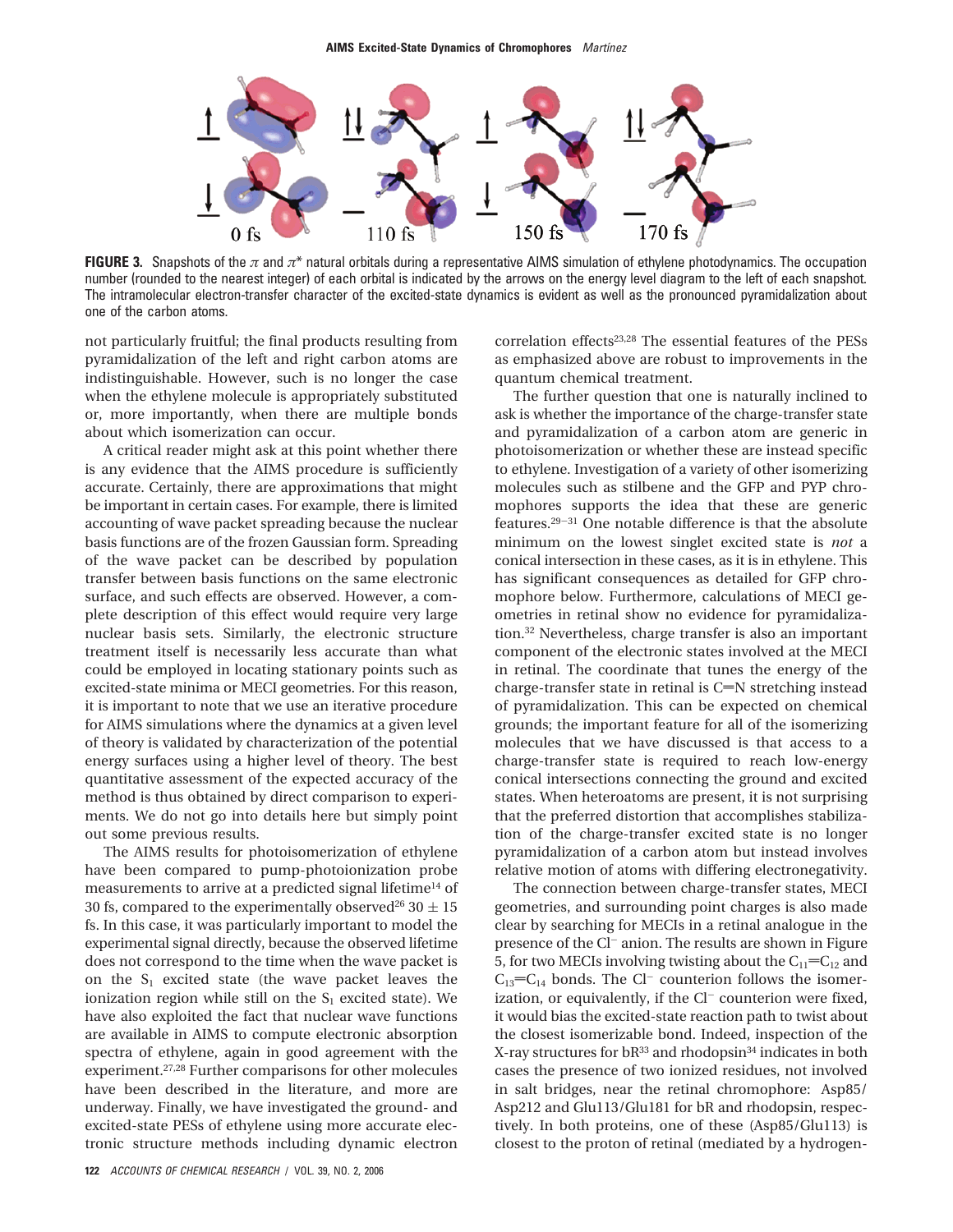0 fs

110 fs

150 fs

170 fs

**FIGURE 3.** Snapshots of the $\pi$ and $\pi^*$ natural orbitals during a representative AIMS simulation of ethylene photodynamics. The occupation number (rounded to the nearest integer) of each orbital is indicated by the arrows on the energy level diagram to the left of each snapshot. The intramolecular electron-transfer character of the excited-state dynamics is evident as well as the pronounced pyramidalization about one of the carbon atoms.

not particularly fruitful; the final products resulting from pyramidalization of the left and right carbon atoms are indistinguishable. However, such is no longer the case when the ethylene molecule is appropriately substituted or, more importantly, when there are multiple bonds about which isomerization can occur.

A critical reader might ask at this point whether there is any evidence that the AIMS procedure is sufficiently accurate. Certainly, there are approximations that might be important in certain cases. For example, there is limited accounting of wave packet spreading because the nuclear basis functions are of the frozen Gaussian form. Spreading of the wave packet can be described by population transfer between basis functions on the same electronic surface, and such effects are observed. However, a complete description of this effect would require very large nuclear basis sets. Similarly, the electronic structure treatment itself is necessarily less accurate than what could be employed in locating stationary points such as excited-state minima or MECI geometries. For this reason, it is important to note that we use an iterative procedure for AIMS simulations where the dynamics at a given level of theory is validated by characterization of the potential energy surfaces using a higher level of theory. The best quantitative assessment of the expected accuracy of the method is thus obtained by direct comparison to experiments. We do not go into details here but simply point out some previous results.

The AIMS results for photoisomerization of ethylene have been compared to pump-photoionization probe measurements to arrive at a predicted signal lifetime[14] of 30 fs, compared to the experimentally observed[26] 30 ± 15 fs. In this case, it was particularly important to model the experimental signal directly, because the observed lifetime does not correspond to the time when the wave packet is on the $S_1$ excited state (the wave packet leaves the ionization region while still on the $S_1$ excited state). We have also exploited the fact that nuclear wave functions are available in AIMS to compute electronic absorption spectra of ethylene, again in good agreement with the experiment.[27,28] Further comparisons for other molecules have been described in the literature, and more are underway. Finally, we have investigated the ground- and excited-state PESs of ethylene using more accurate electronic structure methods including dynamic electron correlation effects[23,28] The essential features of the PESs as emphasized above are robust to improvements in the quantum chemical treatment.

The further question that one is naturally inclined to ask is whether the importance of the charge-transfer state and pyramidalization of a carbon atom are generic in photoisomerization or whether these are instead specific to ethylene. Investigation of a variety of other isomerizing molecules such as stilbene and the GFP and PYP chromophores supports the idea that these are generic features.[29–31] One notable difference is that the absolute minimum on the lowest singlet excited state is *not* a conical intersection in these cases, as it is in ethylene. This has significant consequences as detailed for GFP chromophore below. Furthermore, calculations of MECI geometries in retinal show no evidence for pyramidalization.[32] Nevertheless, charge transfer is also an important component of the electronic states involved at the MECI in retinal. The coordinate that tunes the energy of the charge-transfer state in retinal is C═N stretching instead of pyramidalization. This can be expected on chemical grounds; the important feature for all of the isomerizing molecules that we have discussed is that access to a charge-transfer state is required to reach low-energy conical intersections connecting the ground and excited states. When heteroatoms are present, it is not surprising that the preferred distortion that accomplishes stabilization of the charge-transfer excited state is no longer pyramidalization of a carbon atom but instead involves relative motion of atoms with differing electronegativity.

The connection between charge-transfer states, MECI geometries, and surrounding point charges is also made clear by searching for MECIs in a retinal analogue in the presence of the $Cl^-$ anion. The results are shown in Figure 5, for two MECIs involving twisting about the $C_{11}$═$C_{12}$ and $C_{13}$═$C_{14}$ bonds. The $Cl^-$ counterion follows the isomerization, or equivalently, if the $Cl^-$ counterion were fixed, it would bias the excited-state reaction path to twist about the closest isomerizable bond. Indeed, inspection of the X-ray structures for bR[33] and rhodopsin[34] indicates in both cases the presence of two ionized residues, not involved in salt bridges, near the retinal chromophore: Asp85/Asp212 and Glu113/Glu181 for bR and rhodopsin, respectively. In both proteins, one of these (Asp85/Glu113) is closest to the proton of retinal (mediated by a hydrogen-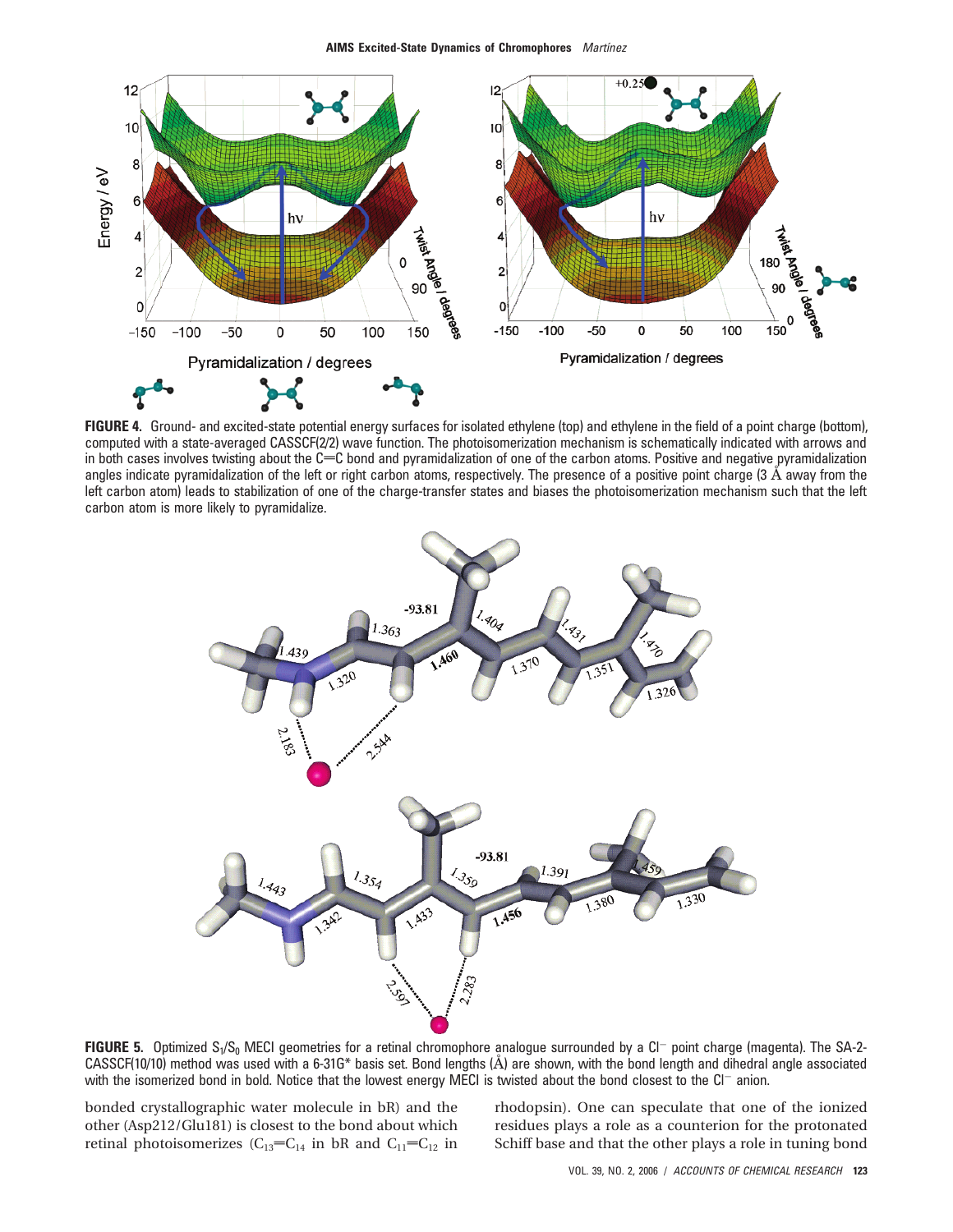12
10
8
6
4
2
0
Energy / eV
hν
-150 -100 -50 0 50 100 150
Pyramidalization / degrees
0
90
Twist Angle / degrees

+0.25
12
10
8
6
4
2
0
hν
-150 -100 -50 0 50 100 150
Pyramidalization / degrees
180
90
0
Twist Angle / degrees

**FIGURE 4.** Ground- and excited-state potential energy surfaces for isolated ethylene (top) and ethylene in the field of a point charge (bottom), computed with a state-averaged CASSCF(2/2) wave function. The photoisomerization mechanism is schematically indicated with arrows and in both cases involves twisting about the C═C bond and pyramidalization of one of the carbon atoms. Positive and negative pyramidalization angles indicate pyramidalization of the left or right carbon atoms, respectively. The presence of a positive point charge (3 Å away from the left carbon atom) leads to stabilization of one of the charge-transfer states and biases the photoisomerization mechanism such that the left carbon atom is more likely to pyramidalize.

**-93.81**
1.439
1.320
1.363
**1.460**
1.404
1.370
1.431
1.351
1.470
1.326
2.183
2.544

1.443
1.342
1.354
1.433
1.359
**-93.81**
**1.456**
1.391
1.380
1.459
1.330
2.597
2.283

**FIGURE 5.** Optimized $S_1/S_0$ MECI geometries for a retinal chromophore analogue surrounded by a $Cl^-$ point charge (magenta). The SA-2-CASSCF(10/10) method was used with a 6-31G* basis set. Bond lengths (Å) are shown, with the bond length and dihedral angle associated with the isomerized bond in bold. Notice that the lowest energy MECI is twisted about the bond closest to the $Cl^-$ anion.

bonded crystallographic water molecule in bR) and the other (Asp212/Glu181) is closest to the bond about which retinal photoisomerizes ($C_{13}$═$C_{14}$ in bR and $C_{11}$═$C_{12}$ in rhodopsin). One can speculate that one of the ionized residues plays a role as a counterion for the protonated Schiff base and that the other plays a role in tuning bond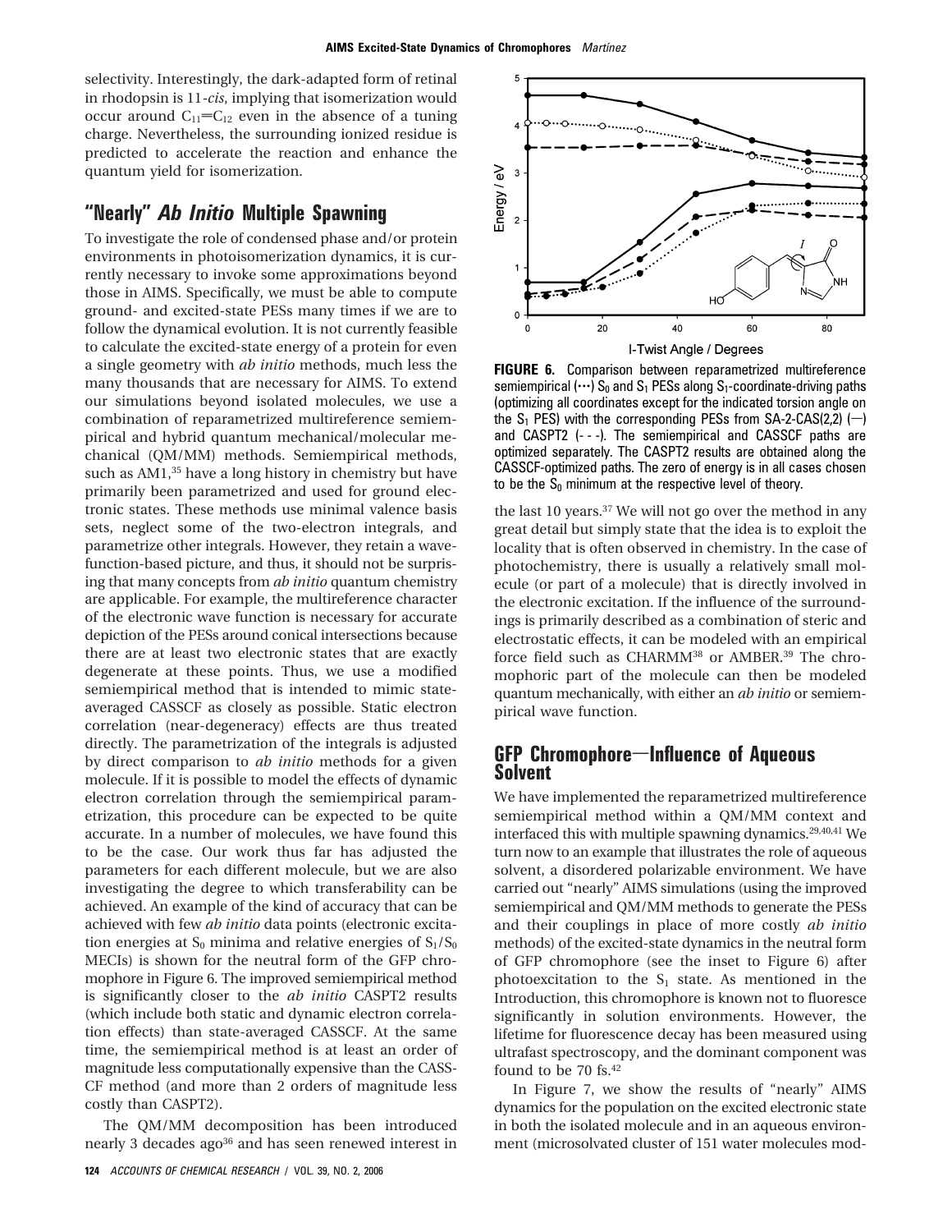selectivity. Interestingly, the dark-adapted form of retinal in rhodopsin is 11-*cis*, implying that isomerization would occur around $C_{11}{=}C_{12}$ even in the absence of a tuning charge. Nevertheless, the surrounding ionized residue is predicted to accelerate the reaction and enhance the quantum yield for isomerization.

## "Nearly" *Ab Initio* Multiple Spawning

To investigate the role of condensed phase and/or protein environments in photoisomerization dynamics, it is currently necessary to invoke some approximations beyond those in AIMS. Specifically, we must be able to compute ground- and excited-state PESs many times if we are to follow the dynamical evolution. It is not currently feasible to calculate the excited-state energy of a protein for even a single geometry with *ab initio* methods, much less the many thousands that are necessary for AIMS. To extend our simulations beyond isolated molecules, we use a combination of reparametrized multireference semiempirical and hybrid quantum mechanical/molecular mechanical (QM/MM) methods. Semiempirical methods, such as AM1,[35] have a long history in chemistry but have primarily been parametrized and used for ground electronic states. These methods use minimal valence basis sets, neglect some of the two-electron integrals, and parametrize other integrals. However, they retain a wavefunction-based picture, and thus, it should not be surprising that many concepts from *ab initio* quantum chemistry are applicable. For example, the multireference character of the electronic wave function is necessary for accurate depiction of the PESs around conical intersections because there are at least two electronic states that are exactly degenerate at these points. Thus, we use a modified semiempirical method that is intended to mimic state-averaged CASSCF as closely as possible. Static electron correlation (near-degeneracy) effects are thus treated directly. The parametrization of the integrals is adjusted by direct comparison to *ab initio* methods for a given molecule. If it is possible to model the effects of dynamic electron correlation through the semiempirical parametrization, this procedure can be expected to be quite accurate. In a number of molecules, we have found this to be the case. Our work thus far has adjusted the parameters for each different molecule, but we are also investigating the degree to which transferability can be achieved. An example of the kind of accuracy that can be achieved with few *ab initio* data points (electronic excitation energies at $S_0$ minima and relative energies of $S_1/S_0$ MECIs) is shown for the neutral form of the GFP chromophore in Figure 6. The improved semiempirical method is significantly closer to the *ab initio* CASPT2 results (which include both static and dynamic electron correlation effects) than state-averaged CASSCF. At the same time, the semiempirical method is at least an order of magnitude less computationally expensive than the CASSCF method (and more than 2 orders of magnitude less costly than CASPT2).

The QM/MM decomposition has been introduced nearly 3 decades ago[36] and has seen renewed interest in the last 10 years.[37] We will not go over the method in any great detail but simply state that the idea is to exploit the locality that is often observed in chemistry. In the case of photochemistry, there is usually a relatively small molecule (or part of a molecule) that is directly involved in the electronic excitation. If the influence of the surroundings is primarily described as a combination of steric and electrostatic effects, it can be modeled with an empirical force field such as CHARMM[38] or AMBER.[39] The chromophoric part of the molecule can then be modeled quantum mechanically, with either an *ab initio* or semiempirical wave function.

Energy / eV
I-Twist Angle / Degrees
0 20 40 60 80
0 1 2 3 4 5
I
HO
N
NH
O

**FIGURE 6.** Comparison between reparametrized multireference semiempirical (···) $S_0$ and $S_1$ PESs along $S_1$-coordinate-driving paths (optimizing all coordinates except for the indicated torsion angle on the $S_1$ PES) with the corresponding PESs from SA-2-CAS(2,2) (—) and CASPT2 (- - -). The semiempirical and CASSCF paths are optimized separately. The CASPT2 results are obtained along the CASSCF-optimized paths. The zero of energy is in all cases chosen to be the $S_0$ minimum at the respective level of theory.

## GFP Chromophore—Influence of Aqueous Solvent

We have implemented the reparametrized multireference semiempirical method within a QM/MM context and interfaced this with multiple spawning dynamics.[29,40,41] We turn now to an example that illustrates the role of aqueous solvent, a disordered polarizable environment. We have carried out "nearly" AIMS simulations (using the improved semiempirical and QM/MM methods to generate the PESs and their couplings in place of more costly *ab initio* methods) of the excited-state dynamics in the neutral form of GFP chromophore (see the inset to Figure 6) after photoexcitation to the $S_1$ state. As mentioned in the Introduction, this chromophore is known not to fluoresce significantly in solution environments. However, the lifetime for fluorescence decay has been measured using ultrafast spectroscopy, and the dominant component was found to be 70 fs.[42]

In Figure 7, we show the results of "nearly" AIMS dynamics for the population on the excited electronic state in both the isolated molecule and in an aqueous environment (microsolvated cluster of 151 water molecules mod-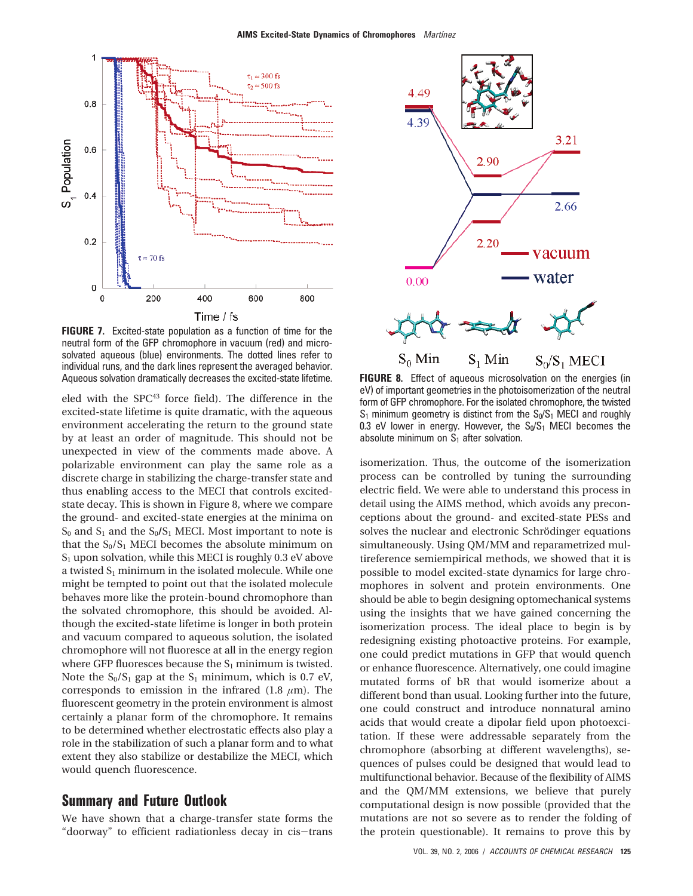$S_1$ Population

1

0.8

0.6

0.4

0.2

0

0 200 400 600 800

Time / fs

$\tau_1 = 300$ fs

$\tau_2 = 500$ fs

$\tau \approx 70$ fs

**FIGURE 7.** Excited-state population as a function of time for the neutral form of the GFP chromophore in vacuum (red) and microsolvated aqueous (blue) environments. The dotted lines refer to individual runs, and the dark lines represent the averaged behavior. Aqueous solvation dramatically decreases the excited-state lifetime.

eled with the SPC[43] force field). The difference in the excited-state lifetime is quite dramatic, with the aqueous environment accelerating the return to the ground state by at least an order of magnitude. This should not be unexpected in view of the comments made above. A polarizable environment can play the same role as a discrete charge in stabilizing the charge-transfer state and thus enabling access to the MECI that controls excited-state decay. This is shown in Figure 8, where we compare the ground- and excited-state energies at the minima on $S_0$ and $S_1$ and the $S_0$/$S_1$ MECI. Most important to note is that the $S_0$/$S_1$ MECI becomes the absolute minimum on $S_1$ upon solvation, while this MECI is roughly 0.3 eV above a twisted $S_1$ minimum in the isolated molecule. While one might be tempted to point out that the isolated molecule behaves more like the protein-bound chromophore than the solvated chromophore, this should be avoided. Although the excited-state lifetime is longer in both protein and vacuum compared to aqueous solution, the isolated chromophore will not fluoresce at all in the energy region where GFP fluoresces because the $S_1$ minimum is twisted. Note the $S_0$/$S_1$ gap at the $S_1$ minimum, which is 0.7 eV, corresponds to emission in the infrared (1.8 $\mu$m). The fluorescent geometry in the protein environment is almost certainly a planar form of the chromophore. It remains to be determined whether electrostatic effects also play a role in the stabilization of such a planar form and to what extent they also stabilize or destabilize the MECI, which would quench fluorescence.

4.49

4.39

3.21

2.90

2.66

2.20

0.00

vacuum

water

$S_0$ Min

$S_1$ Min

$S_0$/$S_1$ MECI

**FIGURE 8.** Effect of aqueous microsolvation on the energies (in eV) of important geometries in the photoisomerization of the neutral form of GFP chromophore. For the isolated chromophore, the twisted $S_1$ minimum geometry is distinct from the $S_0$/$S_1$ MECI and roughly 0.3 eV lower in energy. However, the $S_0$/$S_1$ MECI becomes the absolute minimum on $S_1$ after solvation.

## Summary and Future Outlook

We have shown that a charge-transfer state forms the "doorway" to efficient radiationless decay in cis–trans isomerization. Thus, the outcome of the isomerization process can be controlled by tuning the surrounding electric field. We were able to understand this process in detail using the AIMS method, which avoids any preconceptions about the ground- and excited-state PESs and solves the nuclear and electronic Schrödinger equations simultaneously. Using QM/MM and reparametrized multireference semiempirical methods, we showed that it is possible to model excited-state dynamics for large chromophores in solvent and protein environments. One should be able to begin designing optomechanical systems using the insights that we have gained concerning the isomerization process. The ideal place to begin is by redesigning existing photoactive proteins. For example, one could predict mutations in GFP that would quench or enhance fluorescence. Alternatively, one could imagine mutated forms of bR that would isomerize about a different bond than usual. Looking further into the future, one could construct and introduce nonnatural amino acids that would create a dipolar field upon photoexcitation. If these were addressable separately from the chromophore (absorbing at different wavelengths), sequences of pulses could be designed that would lead to multifunctional behavior. Because of the flexibility of AIMS and the QM/MM extensions, we believe that purely computational design is now possible (provided that the mutations are not so severe as to render the folding of the protein questionable). It remains to prove this by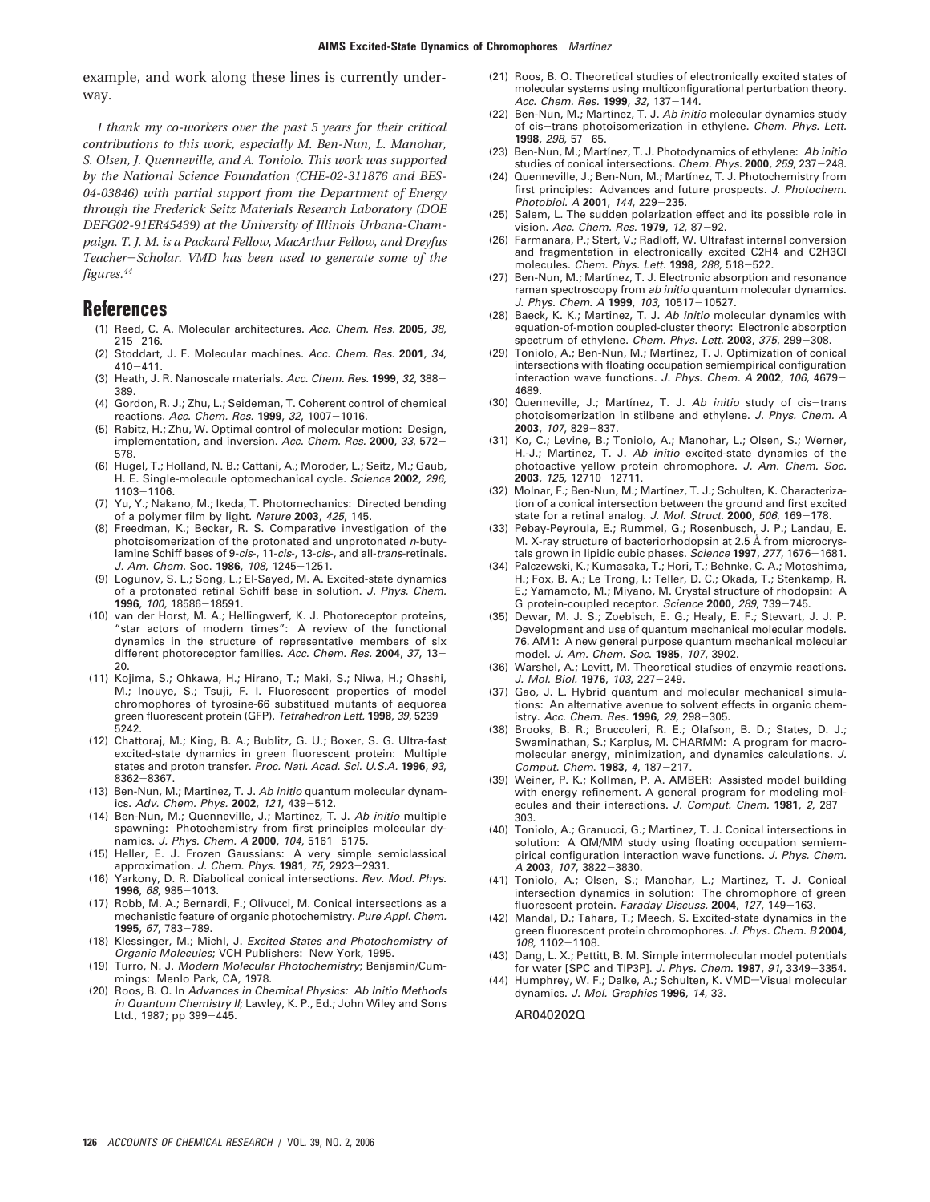example, and work along these lines is currently underway.

*I thank my co-workers over the past 5 years for their critical contributions to this work, especially M. Ben-Nun, L. Manohar, S. Olsen, J. Quenneville, and A. Toniolo. This work was supported by the National Science Foundation (CHE-02-311876 and BES-04-03846) with partial support from the Department of Energy through the Frederick Seitz Materials Research Laboratory (DOE DEFG02-91ER45439) at the University of Illinois Urbana-Champaign. T. J. M. is a Packard Fellow, MacArthur Fellow, and Dreyfus Teacher–Scholar. VMD has been used to generate some of the figures.*[44]

## References

(1) Reed, C. A. Molecular architectures. *Acc. Chem. Res.* **2005**, *38*, 215–216.

(2) Stoddart, J. F. Molecular machines. *Acc. Chem. Res.* **2001**, *34*, 410–411.

(3) Heath, J. R. Nanoscale materials. *Acc. Chem. Res.* **1999**, *32*, 388–389.

(4) Gordon, R. J.; Zhu, L.; Seideman, T. Coherent control of chemical reactions. *Acc. Chem. Res.* **1999**, *32*, 1007–1016.

(5) Rabitz, H.; Zhu, W. Optimal control of molecular motion: Design, implementation, and inversion. *Acc. Chem. Res.* **2000**, *33*, 572–578.

(6) Hugel, T.; Holland, N. B.; Cattani, A.; Moroder, L.; Seitz, M.; Gaub, H. E. Single-molecule optomechanical cycle. *Science* **2002**, *296*, 1103–1106.

(7) Yu, Y.; Nakano, M.; Ikeda, T. Photomechanics: Directed bending of a polymer film by light. *Nature* **2003**, *425*, 145.

(8) Freedman, K.; Becker, R. S. Comparative investigation of the photoisomerization of the protonated and unprotonated *n*-butylamine Schiff bases of 9-*cis*-, 11-*cis*-, 13-*cis*-, and all-*trans*-retinals. *J. Am. Chem.* Soc. **1986**, *108*, 1245–1251.

(9) Logunov, S. L.; Song, L.; El-Sayed, M. A. Excited-state dynamics of a protonated retinal Schiff base in solution. *J. Phys. Chem.* **1996**, *100*, 18586–18591.

(10) van der Horst, M. A.; Hellingwerf, K. J. Photoreceptor proteins, "star actors of modern times": A review of the functional dynamics in the structure of representative members of six different photoreceptor families. *Acc. Chem. Res.* **2004**, *37*, 13–20.

(11) Kojima, S.; Ohkawa, H.; Hirano, T.; Maki, S.; Niwa, H.; Ohashi, M.; Inouye, S.; Tsuji, F. I. Fluorescent properties of model chromophores of tyrosine-66 substituted mutants of aequorea green fluorescent protein (GFP). *Tetrahedron Lett.* **1998**, *39*, 5239–5242.

(12) Chattoraj, M.; King, B. A.; Bublitz, G. U.; Boxer, S. G. Ultra-fast excited-state dynamics in green fluorescent protein: Multiple states and proton transfer. *Proc. Natl. Acad. Sci. U.S.A.* **1996**, *93*, 8362–8367.

(13) Ben-Nun, M.; Martinez, T. J. *Ab initio* quantum molecular dynamics. *Adv. Chem. Phys.* **2002**, *121*, 439–512.

(14) Ben-Nun, M.; Quenneville, J.; Martínez, T. J. *Ab initio* multiple spawning: Photochemistry from first principles molecular dynamics. *J. Phys. Chem. A* **2000**, *104*, 5161–5175.

(15) Heller, E. J. Frozen Gaussians: A very simple semiclassical approximation. *J. Chem. Phys.* **1981**, *75*, 2923–2931.

(16) Yarkony, D. R. Diabolical conical intersections. *Rev. Mod. Phys.* **1996**, *68*, 985–1013.

(17) Robb, M. A.; Bernardi, F.; Olivucci, M. Conical intersections as a mechanistic feature of organic photochemistry. *Pure Appl. Chem.* **1995**, *67*, 783–789.

(18) Klessinger, M.; Michl, J. *Excited States and Photochemistry of Organic Molecules*; VCH Publishers: New York, 1995.

(19) Turro, N. J. *Modern Molecular Photochemistry*; Benjamin/Cummings: Menlo Park, CA, 1978.

(20) Roos, B. O. In *Advances in Chemical Physics: Ab Initio Methods in Quantum Chemistry II*; Lawley, K. P., Ed.; John Wiley and Sons Ltd., 1987; pp 399–445.

(21) Roos, B. O. Theoretical studies of electronically excited states of molecular systems using multiconfigurational perturbation theory. *Acc. Chem. Res.* **1999**, *32*, 137–144.

(22) Ben-Nun, M.; Martínez, T. J. *Ab initio* molecular dynamics study of cis–trans photoisomerization in ethylene. *Chem. Phys. Lett.* **1998**, *298*, 57–65.

(23) Ben-Nun, M.; Martínez, T. J. Photodynamics of ethylene: *Ab initio* studies of conical intersections. *Chem. Phys.* **2000**, *259*, 237–248.

(24) Quenneville, J.; Ben-Nun, M.; Martínez, T. J. Photochemistry from first principles: Advances and future prospects. *J. Photochem. Photobiol. A* **2001**, *144*, 229–235.

(25) Salem, L. The sudden polarization effect and its possible role in vision. *Acc. Chem. Res.* **1979**, *12*, 87–92.

(26) Farmanara, P.; Stert, V.; Radloff, W. Ultrafast internal conversion and fragmentation in electronically excited C2H4 and C2H3Cl molecules. *Chem. Phys. Lett.* **1998**, *288*, 518–522.

(27) Ben-Nun, M.; Martínez, T. J. Electronic absorption and resonance raman spectroscopy from *ab initio* quantum molecular dynamics. *J. Phys. Chem. A* **1999**, *103*, 10517–10527.

(28) Baeck, K. K.; Martinez, T. J. *Ab initio* molecular dynamics with equation-of-motion coupled-cluster theory: Electronic absorption spectrum of ethylene. *Chem. Phys. Lett.* **2003**, *375*, 299–308.

(29) Toniolo, A.; Ben-Nun, M.; Martínez, T. J. Optimization of conical intersections with floating occupation semiempirical configuration interaction wave functions. *J. Phys. Chem. A* **2002**, *106*, 4679–4689.

(30) Quenneville, J.; Martínez, T. J. *Ab initio* study of cis–trans photoisomerization in stilbene and ethylene. *J. Phys. Chem. A* **2003**, *107*, 829–837.

(31) Ko, C.; Levine, B.; Toniolo, A.; Manohar, L.; Olsen, S.; Werner, H.-J.; Martinez, T. J. *Ab initio* excited-state dynamics of the photoactive yellow protein chromophore. *J. Am. Chem. Soc.* **2003**, *125*, 12710–12711.

(32) Molnar, F.; Ben-Nun, M.; Martínez, T. J.; Schulten, K. Characterization of a conical intersection between the ground and first excited state for a retinal analog. *J. Mol. Struct.* **2000**, *506*, 169–178.

(33) Pebay-Peyroula, E.; Rummel, G.; Rosenbusch, J. P.; Landau, E. M. X-ray structure of bacteriorhodopsin at 2.5 Å from microcrystals grown in lipidic cubic phases. *Science* **1997**, *277*, 1676–1681.

(34) Palczewski, K.; Kumasaka, T.; Hori, T.; Behnke, C. A.; Motoshima, H.; Fox, B. A.; Le Trong, I.; Teller, D. C.; Okada, T.; Stenkamp, R. E.; Yamamoto, M.; Miyano, M. Crystal structure of rhodopsin: A G protein-coupled receptor. *Science* **2000**, *289*, 739–745.

(35) Dewar, M. J. S.; Zoebisch, E. G.; Healy, E. F.; Stewart, J. J. P. Development and use of quantum mechanical molecular models. 76. AM1: A new general purpose quantum mechanical molecular model. *J. Am. Chem. Soc.* **1985**, *107*, 3902.

(36) Warshel, A.; Levitt, M. Theoretical studies of enzymic reactions. *J. Mol. Biol.* **1976**, *103*, 227–249.

(37) Gao, J. L. Hybrid quantum and molecular mechanical simulations: An alternative avenue to solvent effects in organic chemistry. *Acc. Chem. Res.* **1996**, *29*, 298–305.

(38) Brooks, B. R.; Bruccoleri, R. E.; Olafson, B. D.; States, D. J.; Swaminathan, S.; Karplus, M. CHARMM: A program for macromolecular energy, minimization, and dynamics calculations. *J. Comput. Chem.* **1983**, *4*, 187–217.

(39) Weiner, P. K.; Kollman, P. A. AMBER: Assisted model building with energy refinement. A general program for modeling molecules and their interactions. *J. Comput. Chem.* **1981**, *2*, 287–303.

(40) Toniolo, A.; Granucci, G.; Martinez, T. J. Conical intersections in solution: A QM/MM study using floating occupation semiempirical configuration interaction wave functions. *J. Phys. Chem. A* **2003**, *107*, 3822–3830.

(41) Toniolo, A.; Olsen, S.; Manohar, L.; Martinez, T. J. Conical intersection dynamics in solution: The chromophore of green fluorescent protein. *Faraday Discuss.* **2004**, *127*, 149–163.

(42) Mandal, D.; Tahara, T.; Meech, S. Excited-state dynamics in the green fluorescent protein chromophores. *J. Phys. Chem. B* **2004**, *108*, 1102–1108.

(43) Dang, L. X.; Pettitt, B. M. Simple intermolecular model potentials for water [SPC and TIP3P]. *J. Phys. Chem.* **1987**, *91*, 3349–3354.

(44) Humphrey, W. F.; Dalke, A.; Schulten, K. VMD–Visual molecular dynamics. *J. Mol. Graphics* **1996**, *14*, 33.

AR040202Q